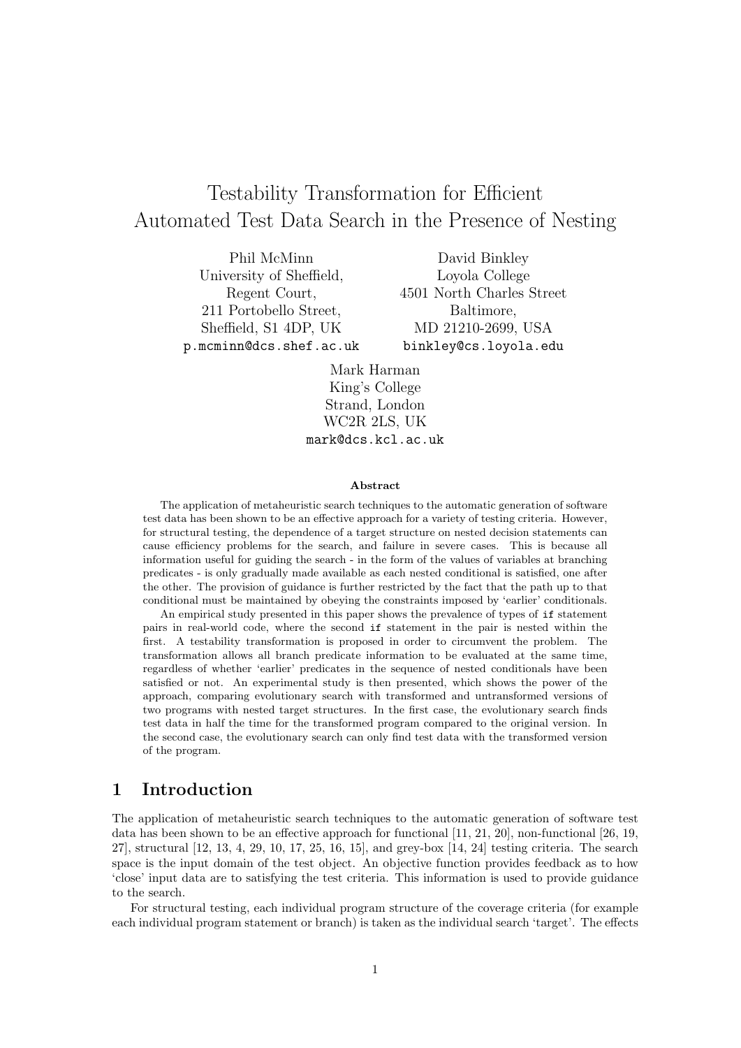# Testability Transformation for Efficient Automated Test Data Search in the Presence of Nesting

Phil McMinn
University of Sheffield,
Regent Court,
211 Portobello Street,
Sheffield, S1 4DP, UK
`p.mcminn@dcs.shef.ac.uk`

David Binkley
Loyola College
4501 North Charles Street
Baltimore,
MD 21210-2699, USA
`binkley@cs.loyola.edu`

Mark Harman
King's College
Strand, London
WC2R 2LS, UK
`mark@dcs.kcl.ac.uk`

### Abstract

The application of metaheuristic search techniques to the automatic generation of software test data has been shown to be an effective approach for a variety of testing criteria. However, for structural testing, the dependence of a target structure on nested decision statements can cause efficiency problems for the search, and failure in severe cases. This is because all information useful for guiding the search - in the form of the values of variables at branching predicates - is only gradually made available as each nested conditional is satisfied, one after the other. The provision of guidance is further restricted by the fact that the path up to that conditional must be maintained by obeying the constraints imposed by 'earlier' conditionals.

An empirical study presented in this paper shows the prevalence of types of `if` statement pairs in real-world code, where the second `if` statement in the pair is nested within the first. A testability transformation is proposed in order to circumvent the problem. The transformation allows all branch predicate information to be evaluated at the same time, regardless of whether 'earlier' predicates in the sequence of nested conditionals have been satisfied or not. An experimental study is then presented, which shows the power of the approach, comparing evolutionary search with transformed and untransformed versions of two programs with nested target structures. In the first case, the evolutionary search finds test data in half the time for the transformed program compared to the original version. In the second case, the evolutionary search can only find test data with the transformed version of the program.

## 1 Introduction

The application of metaheuristic search techniques to the automatic generation of software test data has been shown to be an effective approach for functional [11, 21, 20], non-functional [26, 19, 27], structural [12, 13, 4, 29, 10, 17, 25, 16, 15], and grey-box [14, 24] testing criteria. The search space is the input domain of the test object. An objective function provides feedback as to how 'close' input data are to satisfying the test criteria. This information is used to provide guidance to the search.

For structural testing, each individual program structure of the coverage criteria (for example each individual program statement or branch) is taken as the individual search 'target'. The effects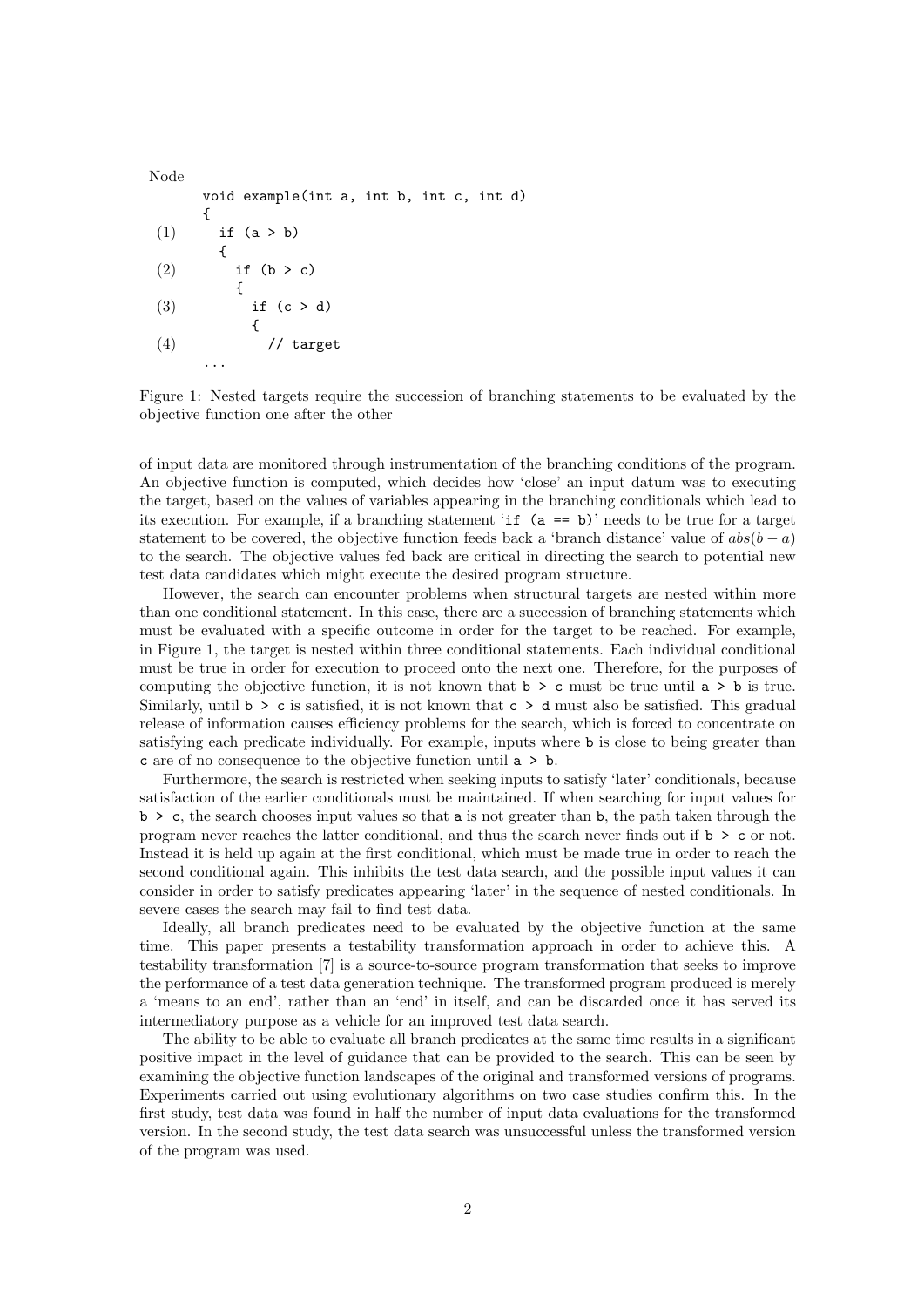```
Node
      void example(int a, int b, int c, int d)
      {
(1)     if (a > b)
        {
(2)       if (b > c)
          {
(3)         if (c > d)
            {
(4)           // target
      ...
```

Figure 1: Nested targets require the succession of branching statements to be evaluated by the objective function one after the other

of input data are monitored through instrumentation of the branching conditions of the program. An objective function is computed, which decides how 'close' an input datum was to executing the target, based on the values of variables appearing in the branching conditionals which lead to its execution. For example, if a branching statement '`if (a == b)`' needs to be true for a target statement to be covered, the objective function feeds back a 'branch distance' value of $abs(b - a)$ to the search. The objective values fed back are critical in directing the search to potential new test data candidates which might execute the desired program structure.

However, the search can encounter problems when structural targets are nested within more than one conditional statement. In this case, there are a succession of branching statements which must be evaluated with a specific outcome in order for the target to be reached. For example, in Figure 1, the target is nested within three conditional statements. Each individual conditional must be true in order for execution to proceed onto the next one. Therefore, for the purposes of computing the objective function, it is not known that `b > c` must be true until `a > b` is true. Similarly, until `b > c` is satisfied, it is not known that `c > d` must also be satisfied. This gradual release of information causes efficiency problems for the search, which is forced to concentrate on satisfying each predicate individually. For example, inputs where `b` is close to being greater than `c` are of no consequence to the objective function until `a > b`.

Furthermore, the search is restricted when seeking inputs to satisfy 'later' conditionals, because satisfaction of the earlier conditionals must be maintained. If when searching for input values for `b > c`, the search chooses input values so that `a` is not greater than `b`, the path taken through the program never reaches the latter conditional, and thus the search never finds out if `b > c` or not. Instead it is held up again at the first conditional, which must be made true in order to reach the second conditional again. This inhibits the test data search, and the possible input values it can consider in order to satisfy predicates appearing 'later' in the sequence of nested conditionals. In severe cases the search may fail to find test data.

Ideally, all branch predicates need to be evaluated by the objective function at the same time. This paper presents a testability transformation approach in order to achieve this. A testability transformation [7] is a source-to-source program transformation that seeks to improve the performance of a test data generation technique. The transformed program produced is merely a 'means to an end', rather than an 'end' in itself, and can be discarded once it has served its intermediatory purpose as a vehicle for an improved test data search.

The ability to be able to evaluate all branch predicates at the same time results in a significant positive impact in the level of guidance that can be provided to the search. This can be seen by examining the objective function landscapes of the original and transformed versions of programs. Experiments carried out using evolutionary algorithms on two case studies confirm this. In the first study, test data was found in half the number of input data evaluations for the transformed version. In the second study, the test data search was unsuccessful unless the transformed version of the program was used.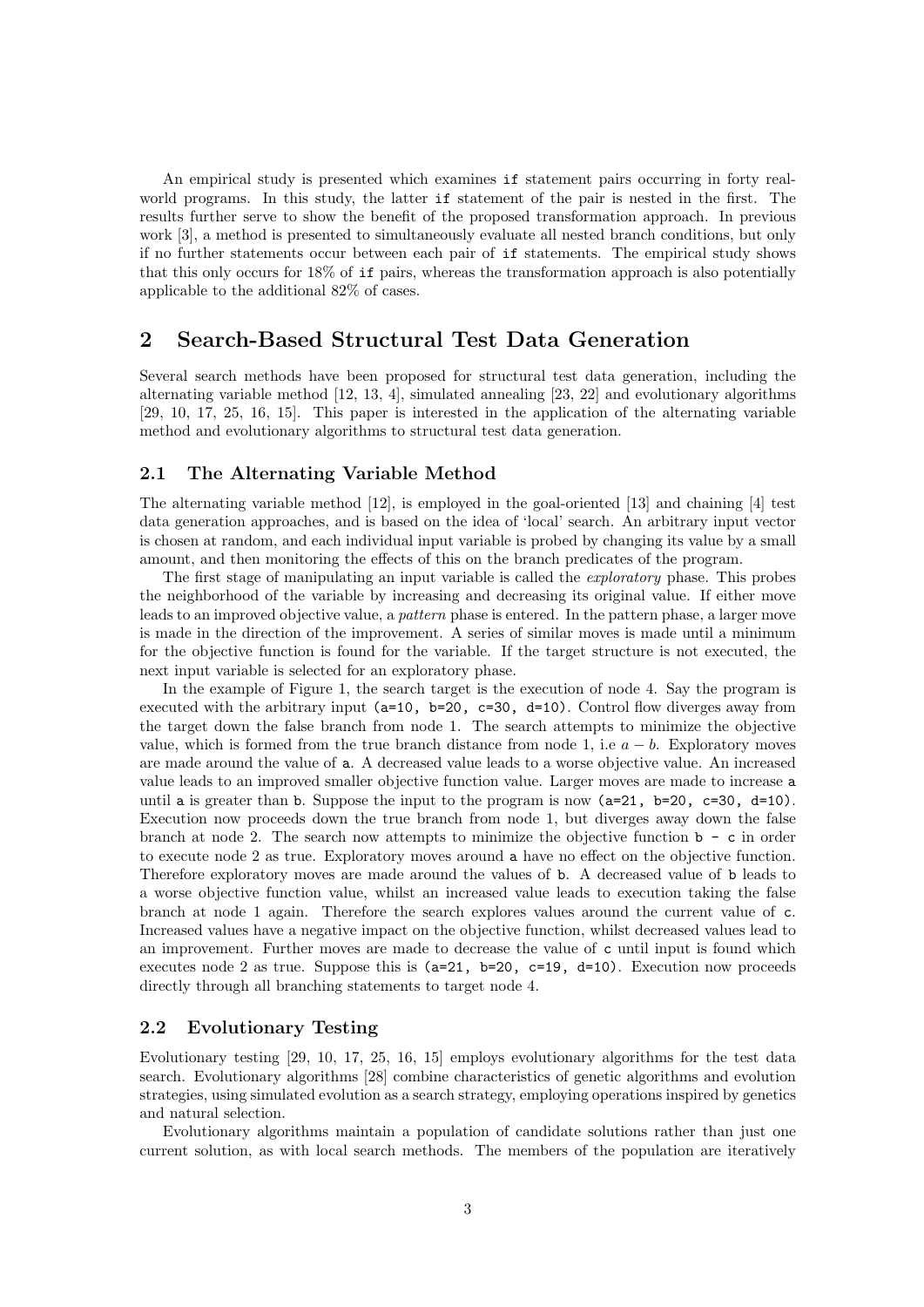An empirical study is presented which examines `if` statement pairs occurring in forty real-world programs. In this study, the latter `if` statement of the pair is nested in the first. The results further serve to show the benefit of the proposed transformation approach. In previous work [3], a method is presented to simultaneously evaluate all nested branch conditions, but only if no further statements occur between each pair of `if` statements. The empirical study shows that this only occurs for 18% of `if` pairs, whereas the transformation approach is also potentially applicable to the additional 82% of cases.

## 2 Search-Based Structural Test Data Generation

Several search methods have been proposed for structural test data generation, including the alternating variable method [12, 13, 4], simulated annealing [23, 22] and evolutionary algorithms [29, 10, 17, 25, 16, 15]. This paper is interested in the application of the alternating variable method and evolutionary algorithms to structural test data generation.

### 2.1 The Alternating Variable Method

The alternating variable method [12], is employed in the goal-oriented [13] and chaining [4] test data generation approaches, and is based on the idea of 'local' search. An arbitrary input vector is chosen at random, and each individual input variable is probed by changing its value by a small amount, and then monitoring the effects of this on the branch predicates of the program.

The first stage of manipulating an input variable is called the *exploratory* phase. This probes the neighborhood of the variable by increasing and decreasing its original value. If either move leads to an improved objective value, a *pattern* phase is entered. In the pattern phase, a larger move is made in the direction of the improvement. A series of similar moves is made until a minimum for the objective function is found for the variable. If the target structure is not executed, the next input variable is selected for an exploratory phase.

In the example of Figure 1, the search target is the execution of node 4. Say the program is executed with the arbitrary input `(a=10, b=20, c=30, d=10)`. Control flow diverges away from the target down the false branch from node 1. The search attempts to minimize the objective value, which is formed from the true branch distance from node 1, i.e $a - b$. Exploratory moves are made around the value of `a`. A decreased value leads to a worse objective value. An increased value leads to an improved smaller objective function value. Larger moves are made to increase `a` until `a` is greater than `b`. Suppose the input to the program is now `(a=21, b=20, c=30, d=10)`. Execution now proceeds down the true branch from node 1, but diverges away down the false branch at node 2. The search now attempts to minimize the objective function `b - c` in order to execute node 2 as true. Exploratory moves around `a` have no effect on the objective function. Therefore exploratory moves are made around the values of `b`. A decreased value of `b` leads to a worse objective function value, whilst an increased value leads to execution taking the false branch at node 1 again. Therefore the search explores values around the current value of `c`. Increased values have a negative impact on the objective function, whilst decreased values lead to an improvement. Further moves are made to decrease the value of `c` until input is found which executes node 2 as true. Suppose this is `(a=21, b=20, c=19, d=10)`. Execution now proceeds directly through all branching statements to target node 4.

### 2.2 Evolutionary Testing

Evolutionary testing [29, 10, 17, 25, 16, 15] employs evolutionary algorithms for the test data search. Evolutionary algorithms [28] combine characteristics of genetic algorithms and evolution strategies, using simulated evolution as a search strategy, employing operations inspired by genetics and natural selection.

Evolutionary algorithms maintain a population of candidate solutions rather than just one current solution, as with local search methods. The members of the population are iteratively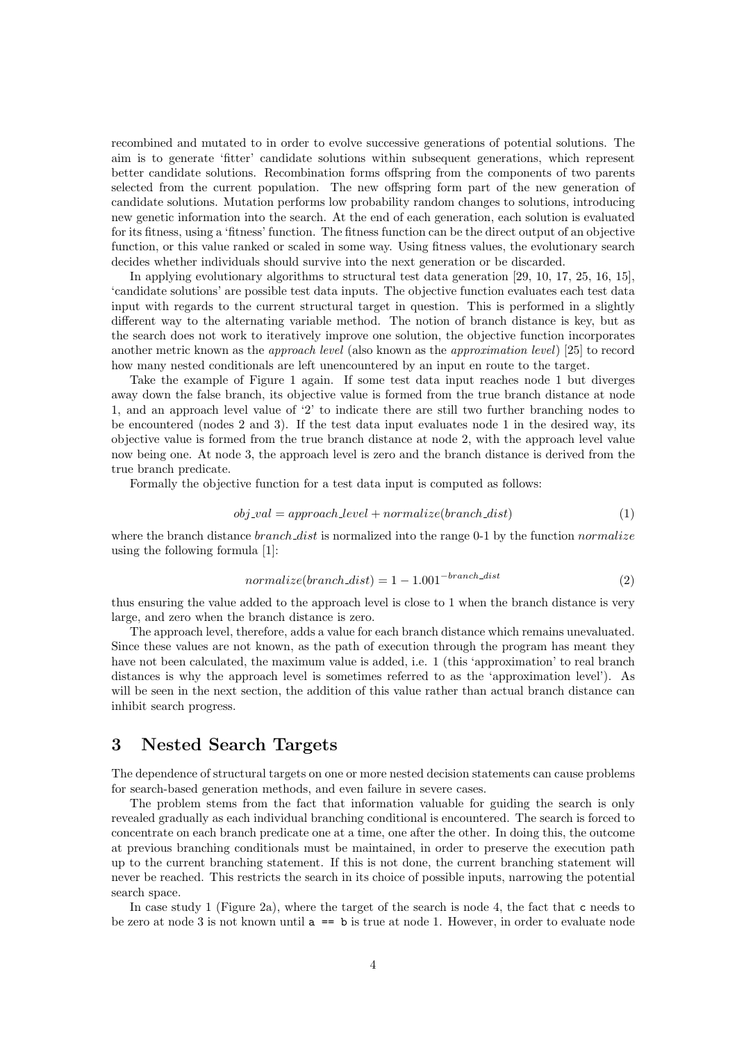recombined and mutated to in order to evolve successive generations of potential solutions. The aim is to generate 'fitter' candidate solutions within subsequent generations, which represent better candidate solutions. Recombination forms offspring from the components of two parents selected from the current population. The new offspring form part of the new generation of candidate solutions. Mutation performs low probability random changes to solutions, introducing new genetic information into the search. At the end of each generation, each solution is evaluated for its fitness, using a 'fitness' function. The fitness function can be the direct output of an objective function, or this value ranked or scaled in some way. Using fitness values, the evolutionary search decides whether individuals should survive into the next generation or be discarded.

In applying evolutionary algorithms to structural test data generation [29, 10, 17, 25, 16, 15], 'candidate solutions' are possible test data inputs. The objective function evaluates each test data input with regards to the current structural target in question. This is performed in a slightly different way to the alternating variable method. The notion of branch distance is key, but as the search does not work to iteratively improve one solution, the objective function incorporates another metric known as the *approach level* (also known as the *approximation level*) [25] to record how many nested conditionals are left unencountered by an input en route to the target.

Take the example of Figure 1 again. If some test data input reaches node 1 but diverges away down the false branch, its objective value is formed from the true branch distance at node 1, and an approach level value of '2' to indicate there are still two further branching nodes to be encountered (nodes 2 and 3). If the test data input evaluates node 1 in the desired way, its objective value is formed from the true branch distance at node 2, with the approach level value now being one. At node 3, the approach level is zero and the branch distance is derived from the true branch predicate.

Formally the objective function for a test data input is computed as follows:

$$obj\_val = approach\_level + normalize(branch\_dist) \tag{1}$$

where the branch distance *branch_dist* is normalized into the range 0-1 by the function *normalize* using the following formula [1]:

$$normalize(branch\_dist) = 1 - 1.001^{-branch\_dist} \tag{2}$$

thus ensuring the value added to the approach level is close to 1 when the branch distance is very large, and zero when the branch distance is zero.

The approach level, therefore, adds a value for each branch distance which remains unevaluated. Since these values are not known, as the path of execution through the program has meant they have not been calculated, the maximum value is added, i.e. 1 (this 'approximation' to real branch distances is why the approach level is sometimes referred to as the 'approximation level'). As will be seen in the next section, the addition of this value rather than actual branch distance can inhibit search progress.

## 3 Nested Search Targets

The dependence of structural targets on one or more nested decision statements can cause problems for search-based generation methods, and even failure in severe cases.

The problem stems from the fact that information valuable for guiding the search is only revealed gradually as each individual branching conditional is encountered. The search is forced to concentrate on each branch predicate one at a time, one after the other. In doing this, the outcome at previous branching conditionals must be maintained, in order to preserve the execution path up to the current branching statement. If this is not done, the current branching statement will never be reached. This restricts the search in its choice of possible inputs, narrowing the potential search space.

In case study 1 (Figure 2a), where the target of the search is node 4, the fact that `c` needs to be zero at node 3 is not known until `a == b` is true at node 1. However, in order to evaluate node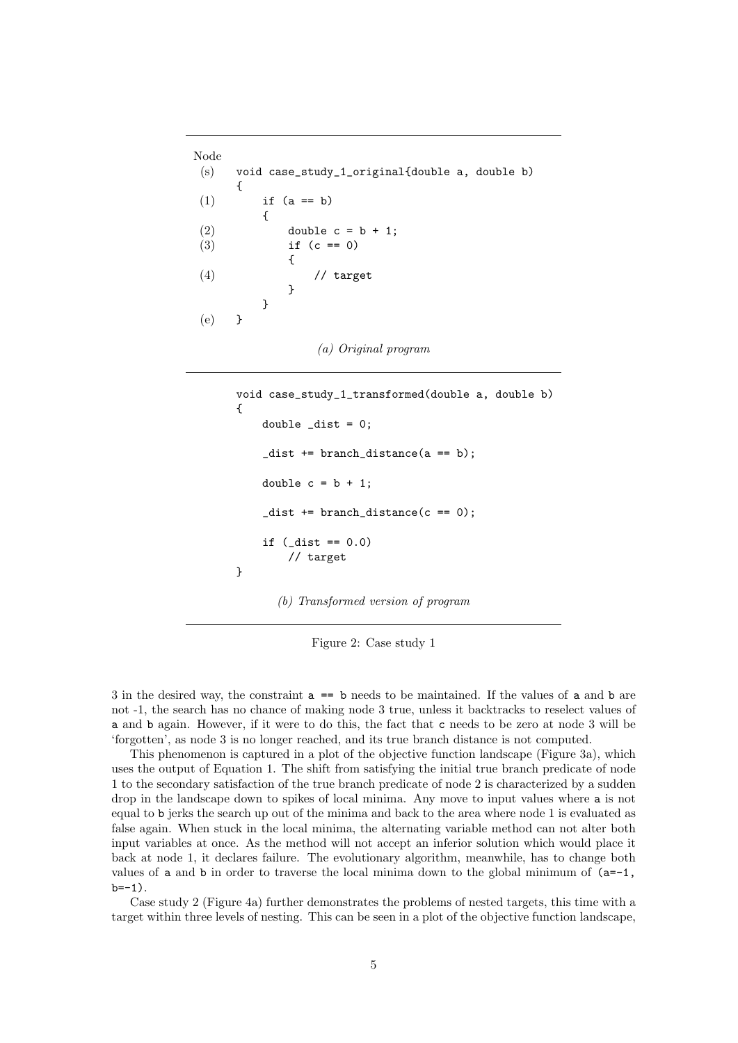```
Node
 (s)    void case_study_1_original{double a, double b)
        {
 (1)        if (a == b)
            {
 (2)            double c = b + 1;
 (3)            if (c == 0)
                {
 (4)                // target
                }
            }
 (e)    }
```

*(a) Original program*

```
void case_study_1_transformed(double a, double b)
{
    double _dist = 0;

    _dist += branch_distance(a == b);

    double c = b + 1;

    _dist += branch_distance(c == 0);

    if (_dist == 0.0)
        // target
}
```

*(b) Transformed version of program*

Figure 2: Case study 1

3 in the desired way, the constraint `a == b` needs to be maintained. If the values of `a` and `b` are not -1, the search has no chance of making node 3 true, unless it backtracks to reselect values of `a` and `b` again. However, if it were to do this, the fact that `c` needs to be zero at node 3 will be 'forgotten', as node 3 is no longer reached, and its true branch distance is not computed.

This phenomenon is captured in a plot of the objective function landscape (Figure 3a), which uses the output of Equation 1. The shift from satisfying the initial true branch predicate of node 1 to the secondary satisfaction of the true branch predicate of node 2 is characterized by a sudden drop in the landscape down to spikes of local minima. Any move to input values where `a` is not equal to `b` jerks the search up out of the minima and back to the area where node 1 is evaluated as false again. When stuck in the local minima, the alternating variable method can not alter both input variables at once. As the method will not accept an inferior solution which would place it back at node 1, it declares failure. The evolutionary algorithm, meanwhile, has to change both values of `a` and `b` in order to traverse the local minima down to the global minimum of `(a=-1, b=-1)`.

Case study 2 (Figure 4a) further demonstrates the problems of nested targets, this time with a target within three levels of nesting. This can be seen in a plot of the objective function landscape,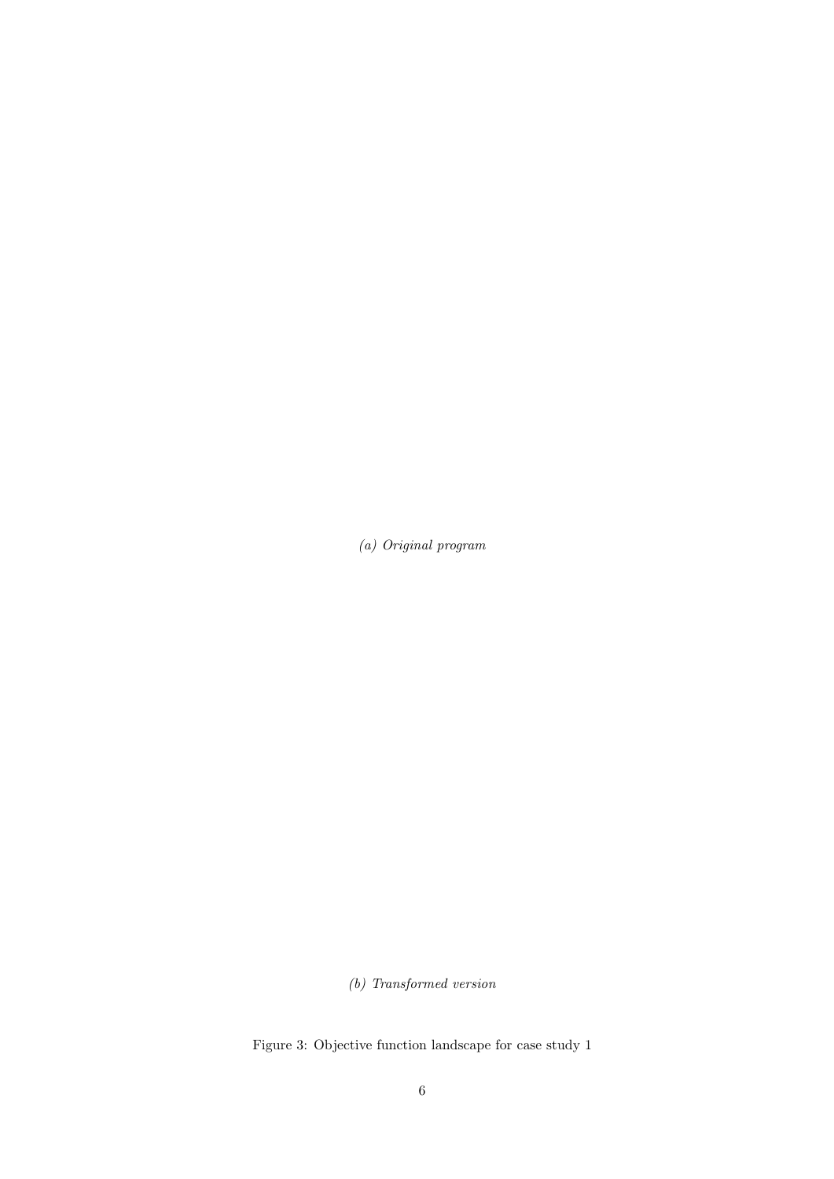*(a) Original program*

*(b) Transformed version*

Figure 3: Objective function landscape for case study 1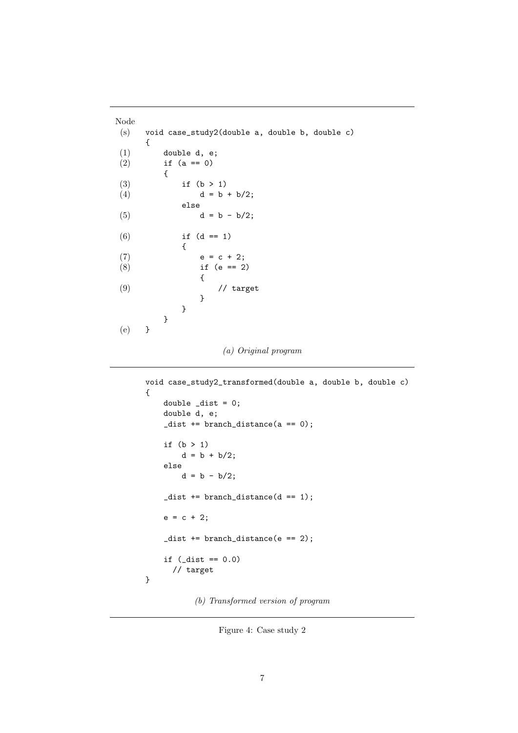```
Node
 (s)    void case_study2(double a, double b, double c)
        {
 (1)        double d, e;
 (2)        if (a == 0)
            {
 (3)            if (b > 1)
 (4)                d = b + b/2;
                else
 (5)                d = b - b/2;

 (6)            if (d == 1)
                {
 (7)                e = c + 2;
 (8)                if (e == 2)
                    {
 (9)                    // target
                    }
                }
            }
 (e)    }
```

*(a) Original program*

```
void case_study2_transformed(double a, double b, double c)
{
    double _dist = 0;
    double d, e;
    _dist += branch_distance(a == 0);

    if (b > 1)
        d = b + b/2;
    else
        d = b - b/2;

    _dist += branch_distance(d == 1);

    e = c + 2;

    _dist += branch_distance(e == 2);

    if (_dist == 0.0)
      // target
}
```

*(b) Transformed version of program*

Figure 4: Case study 2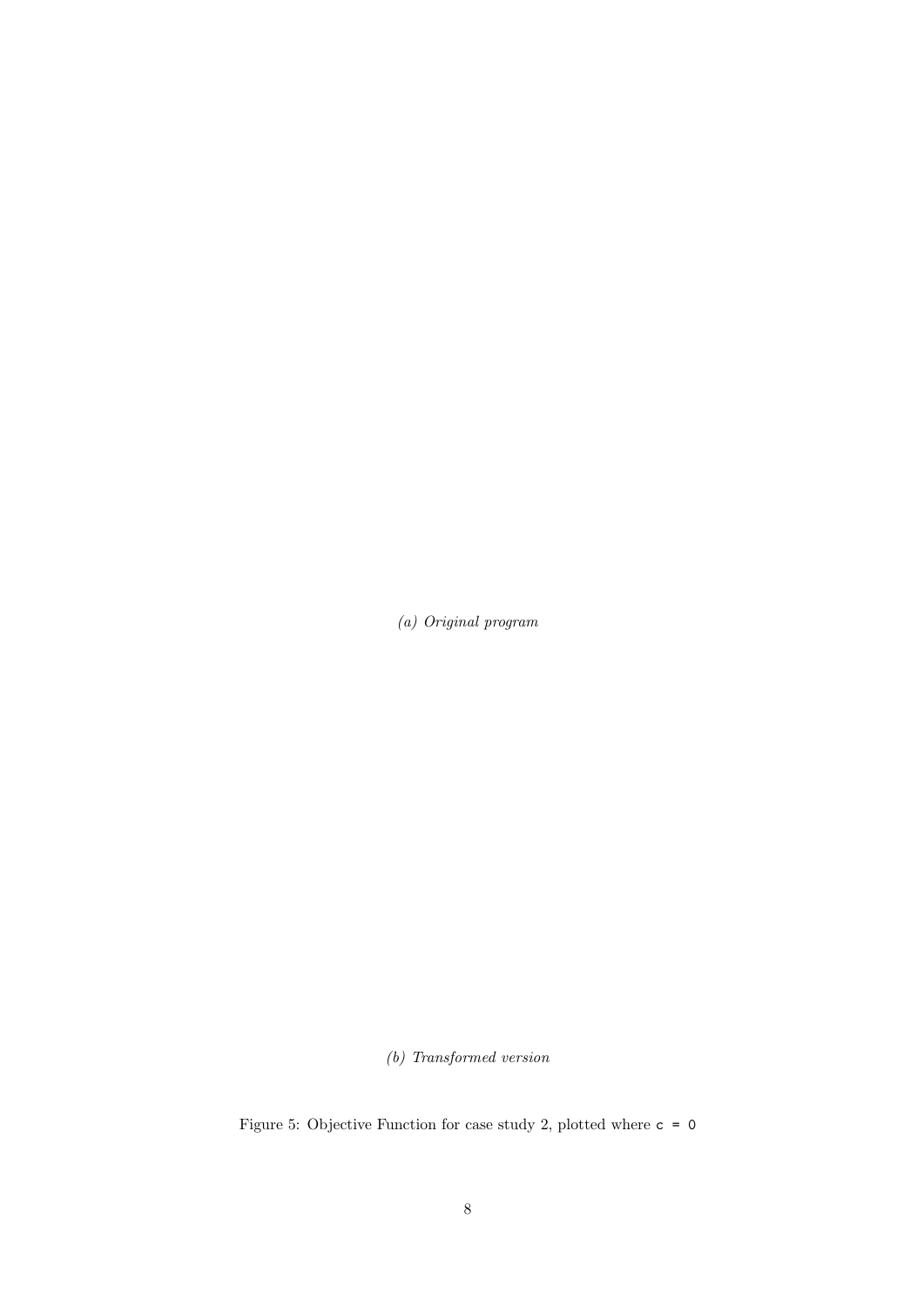*(a) Original program*

*(b) Transformed version*

Figure 5: Objective Function for case study 2, plotted where `c = 0`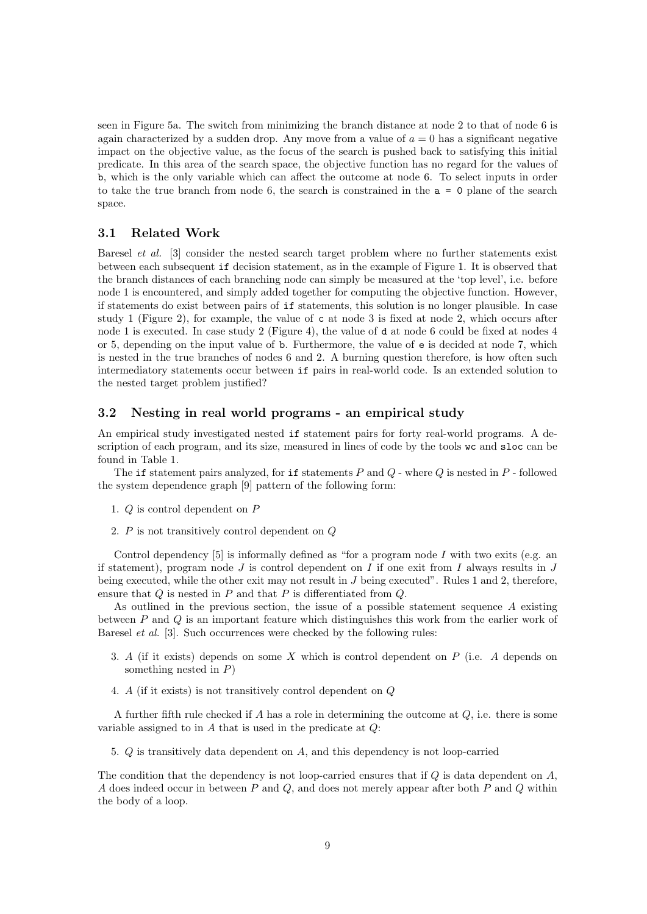seen in Figure 5a. The switch from minimizing the branch distance at node 2 to that of node 6 is again characterized by a sudden drop. Any move from a value of $a = 0$ has a significant negative impact on the objective value, as the focus of the search is pushed back to satisfying this initial predicate. In this area of the search space, the objective function has no regard for the values of `b`, which is the only variable which can affect the outcome at node 6. To select inputs in order to take the true branch from node 6, the search is constrained in the `a = 0` plane of the search space.

### 3.1 Related Work

Baresel *et al.* [3] consider the nested search target problem where no further statements exist between each subsequent `if` decision statement, as in the example of Figure 1. It is observed that the branch distances of each branching node can simply be measured at the 'top level', i.e. before node 1 is encountered, and simply added together for computing the objective function. However, if statements do exist between pairs of `if` statements, this solution is no longer plausible. In case study 1 (Figure 2), for example, the value of `c` at node 3 is fixed at node 2, which occurs after node 1 is executed. In case study 2 (Figure 4), the value of `d` at node 6 could be fixed at nodes 4 or 5, depending on the input value of `b`. Furthermore, the value of `e` is decided at node 7, which is nested in the true branches of nodes 6 and 2. A burning question therefore, is how often such intermediatory statements occur between `if` pairs in real-world code. Is an extended solution to the nested target problem justified?

### 3.2 Nesting in real world programs - an empirical study

An empirical study investigated nested `if` statement pairs for forty real-world programs. A description of each program, and its size, measured in lines of code by the tools `wc` and `sloc` can be found in Table 1.

The `if` statement pairs analyzed, for `if` statements $P$ and $Q$ - where $Q$ is nested in $P$ - followed the system dependence graph [9] pattern of the following form:

1. $Q$ is control dependent on $P$
2. $P$ is not transitively control dependent on $Q$

Control dependency [5] is informally defined as "for a program node $I$ with two exits (e.g. an if statement), program node $J$ is control dependent on $I$ if one exit from $I$ always results in $J$ being executed, while the other exit may not result in $J$ being executed". Rules 1 and 2, therefore, ensure that $Q$ is nested in $P$ and that $P$ is differentiated from $Q$.

As outlined in the previous section, the issue of a possible statement sequence $A$ existing between $P$ and $Q$ is an important feature which distinguishes this work from the earlier work of Baresel *et al.* [3]. Such occurrences were checked by the following rules:

3. $A$ (if it exists) depends on some $X$ which is control dependent on $P$ (i.e. $A$ depends on something nested in $P$)
4. $A$ (if it exists) is not transitively control dependent on $Q$

A further fifth rule checked if $A$ has a role in determining the outcome at $Q$, i.e. there is some variable assigned to in $A$ that is used in the predicate at $Q$:

5. $Q$ is transitively data dependent on $A$, and this dependency is not loop-carried

The condition that the dependency is not loop-carried ensures that if $Q$ is data dependent on $A$, $A$ does indeed occur in between $P$ and $Q$, and does not merely appear after both $P$ and $Q$ within the body of a loop.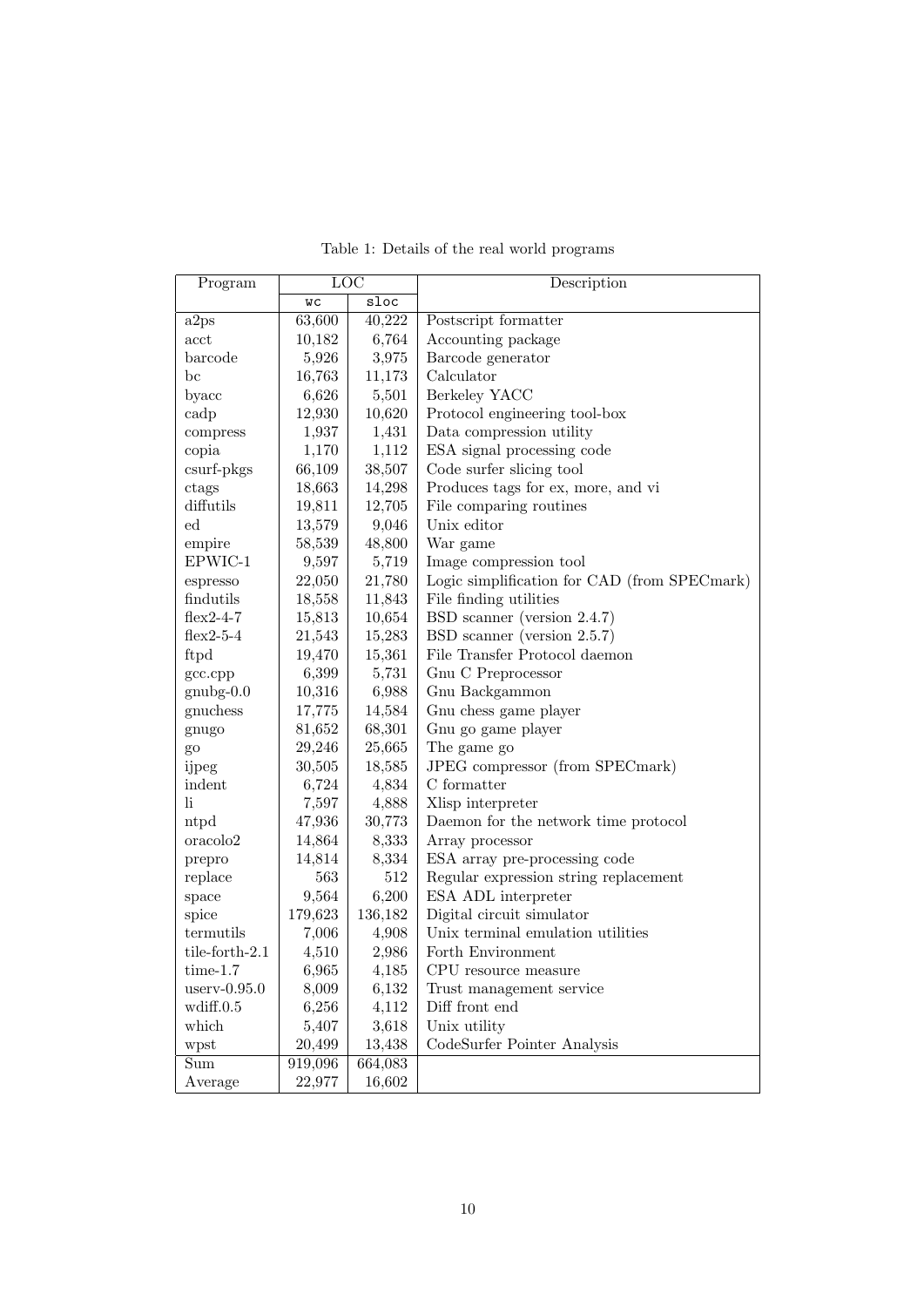Table 1: Details of the real world programs

| Program | LOC | | Description |
|---|---|---|---|
| | `wc` | `sloc` | |
| a2ps | 63,600 | 40,222 | Postscript formatter |
| acct | 10,182 | 6,764 | Accounting package |
| barcode | 5,926 | 3,975 | Barcode generator |
| bc | 16,763 | 11,173 | Calculator |
| byacc | 6,626 | 5,501 | Berkeley YACC |
| cadp | 12,930 | 10,620 | Protocol engineering tool-box |
| compress | 1,937 | 1,431 | Data compression utility |
| copia | 1,170 | 1,112 | ESA signal processing code |
| csurf-pkgs | 66,109 | 38,507 | Code surfer slicing tool |
| ctags | 18,663 | 14,298 | Produces tags for ex, more, and vi |
| diffutils | 19,811 | 12,705 | File comparing routines |
| ed | 13,579 | 9,046 | Unix editor |
| empire | 58,539 | 48,800 | War game |
| EPWIC-1 | 9,597 | 5,719 | Image compression tool |
| espresso | 22,050 | 21,780 | Logic simplification for CAD (from SPECmark) |
| findutils | 18,558 | 11,843 | File finding utilities |
| flex2-4-7 | 15,813 | 10,654 | BSD scanner (version 2.4.7) |
| flex2-5-4 | 21,543 | 15,283 | BSD scanner (version 2.5.7) |
| ftpd | 19,470 | 15,361 | File Transfer Protocol daemon |
| gcc.cpp | 6,399 | 5,731 | Gnu C Preprocessor |
| gnubg-0.0 | 10,316 | 6,988 | Gnu Backgammon |
| gnuchess | 17,775 | 14,584 | Gnu chess game player |
| gnugo | 81,652 | 68,301 | Gnu go game player |
| go | 29,246 | 25,665 | The game go |
| ijpeg | 30,505 | 18,585 | JPEG compressor (from SPECmark) |
| indent | 6,724 | 4,834 | C formatter |
| li | 7,597 | 4,888 | Xlisp interpreter |
| ntpd | 47,936 | 30,773 | Daemon for the network time protocol |
| oracolo2 | 14,864 | 8,333 | Array processor |
| prepro | 14,814 | 8,334 | ESA array pre-processing code |
| replace | 563 | 512 | Regular expression string replacement |
| space | 9,564 | 6,200 | ESA ADL interpreter |
| spice | 179,623 | 136,182 | Digital circuit simulator |
| termutils | 7,006 | 4,908 | Unix terminal emulation utilities |
| tile-forth-2.1 | 4,510 | 2,986 | Forth Environment |
| time-1.7 | 6,965 | 4,185 | CPU resource measure |
| userv-0.95.0 | 8,009 | 6,132 | Trust management service |
| wdiff.0.5 | 6,256 | 4,112 | Diff front end |
| which | 5,407 | 3,618 | Unix utility |
| wpst | 20,499 | 13,438 | CodeSurfer Pointer Analysis |
| Sum | 919,096 | 664,083 | |
| Average | 22,977 | 16,602 | |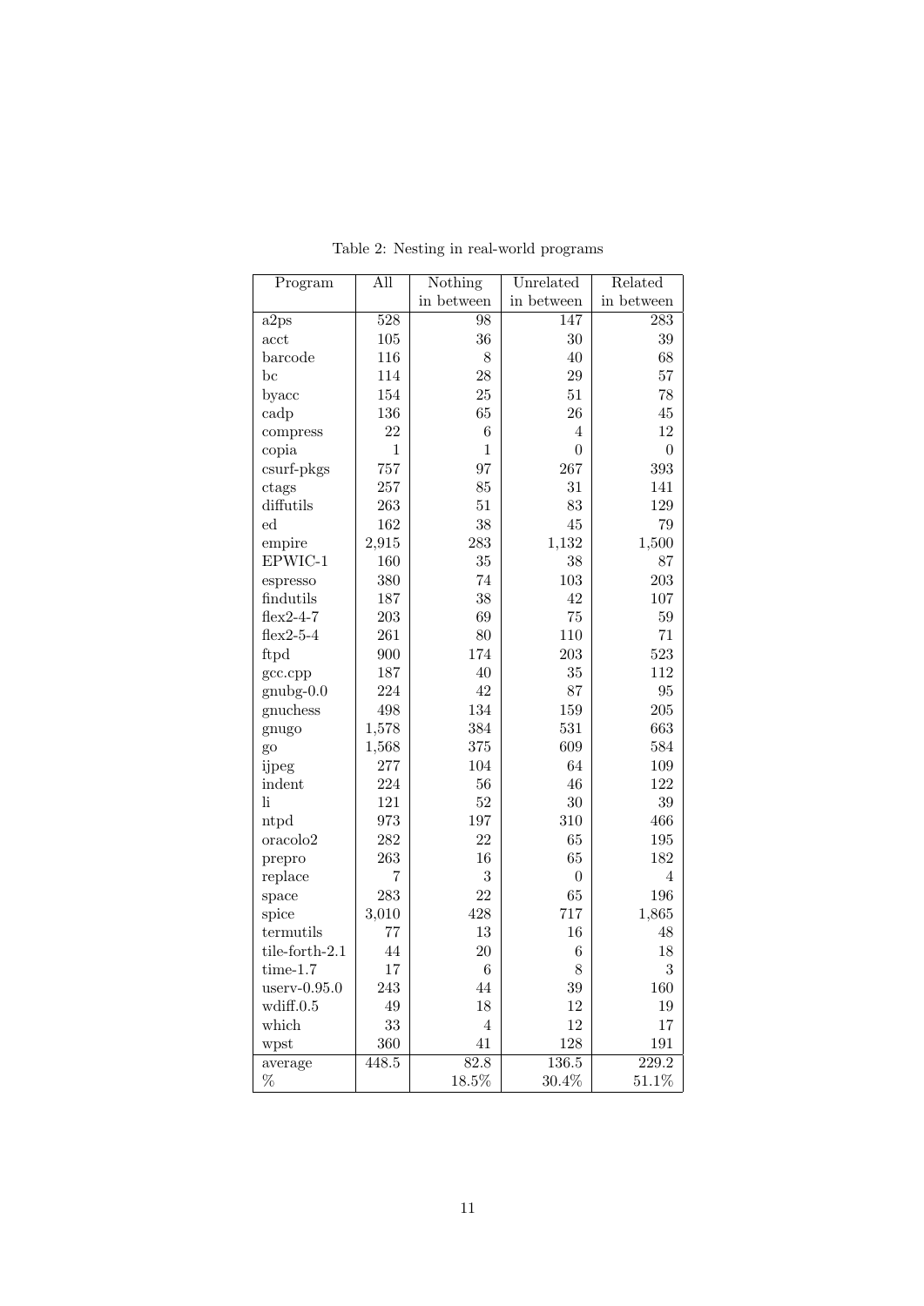Table 2: Nesting in real-world programs

| Program | All | Nothing in between | Unrelated in between | Related in between |
|---|---|---|---|---|
| a2ps | 528 | 98 | 147 | 283 |
| acct | 105 | 36 | 30 | 39 |
| barcode | 116 | 8 | 40 | 68 |
| bc | 114 | 28 | 29 | 57 |
| byacc | 154 | 25 | 51 | 78 |
| cadp | 136 | 65 | 26 | 45 |
| compress | 22 | 6 | 4 | 12 |
| copia | 1 | 1 | 0 | 0 |
| csurf-pkgs | 757 | 97 | 267 | 393 |
| ctags | 257 | 85 | 31 | 141 |
| diffutils | 263 | 51 | 83 | 129 |
| ed | 162 | 38 | 45 | 79 |
| empire | 2,915 | 283 | 1,132 | 1,500 |
| EPWIC-1 | 160 | 35 | 38 | 87 |
| espresso | 380 | 74 | 103 | 203 |
| findutils | 187 | 38 | 42 | 107 |
| flex2-4-7 | 203 | 69 | 75 | 59 |
| flex2-5-4 | 261 | 80 | 110 | 71 |
| ftpd | 900 | 174 | 203 | 523 |
| gcc.cpp | 187 | 40 | 35 | 112 |
| gnubg-0.0 | 224 | 42 | 87 | 95 |
| gnuchess | 498 | 134 | 159 | 205 |
| gnugo | 1,578 | 384 | 531 | 663 |
| go | 1,568 | 375 | 609 | 584 |
| ijpeg | 277 | 104 | 64 | 109 |
| indent | 224 | 56 | 46 | 122 |
| li | 121 | 52 | 30 | 39 |
| ntpd | 973 | 197 | 310 | 466 |
| oracolo2 | 282 | 22 | 65 | 195 |
| prepro | 263 | 16 | 65 | 182 |
| replace | 7 | 3 | 0 | 4 |
| space | 283 | 22 | 65 | 196 |
| spice | 3,010 | 428 | 717 | 1,865 |
| termutils | 77 | 13 | 16 | 48 |
| tile-forth-2.1 | 44 | 20 | 6 | 18 |
| time-1.7 | 17 | 6 | 8 | 3 |
| userv-0.95.0 | 243 | 44 | 39 | 160 |
| wdiff.0.5 | 49 | 18 | 12 | 19 |
| which | 33 | 4 | 12 | 17 |
| wpst | 360 | 41 | 128 | 191 |
| average | 448.5 | 82.8 | 136.5 | 229.2 |
| % | | 18.5% | 30.4% | 51.1% |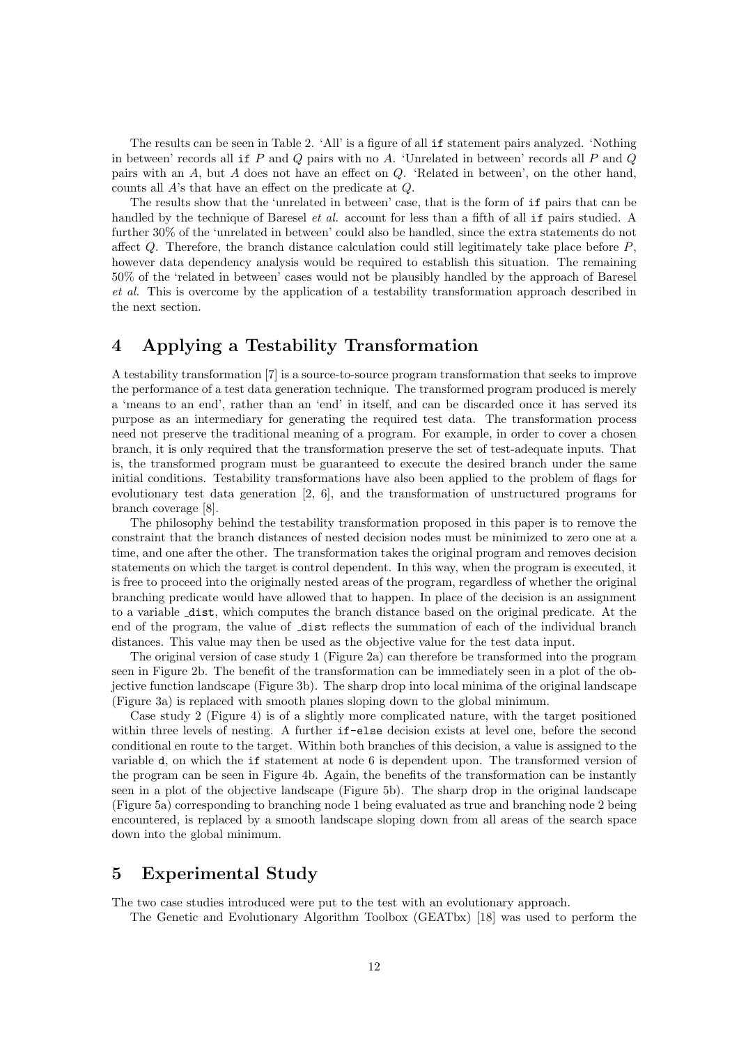The results can be seen in Table 2. 'All' is a figure of all `if` statement pairs analyzed. 'Nothing in between' records all `if` $P$ and $Q$ pairs with no $A$. 'Unrelated in between' records all $P$ and $Q$ pairs with an $A$, but $A$ does not have an effect on $Q$. 'Related in between', on the other hand, counts all $A$'s that have an effect on the predicate at $Q$.

The results show that the 'unrelated in between' case, that is the form of `if` pairs that can be handled by the technique of Baresel *et al.* account for less than a fifth of all `if` pairs studied. A further 30% of the 'unrelated in between' could also be handled, since the extra statements do not affect $Q$. Therefore, the branch distance calculation could still legitimately take place before $P$, however data dependency analysis would be required to establish this situation. The remaining 50% of the 'related in between' cases would not be plausibly handled by the approach of Baresel *et al.* This is overcome by the application of a testability transformation approach described in the next section.

## 4 Applying a Testability Transformation

A testability transformation [7] is a source-to-source program transformation that seeks to improve the performance of a test data generation technique. The transformed program produced is merely a 'means to an end', rather than an 'end' in itself, and can be discarded once it has served its purpose as an intermediary for generating the required test data. The transformation process need not preserve the traditional meaning of a program. For example, in order to cover a chosen branch, it is only required that the transformation preserve the set of test-adequate inputs. That is, the transformed program must be guaranteed to execute the desired branch under the same initial conditions. Testability transformations have also been applied to the problem of flags for evolutionary test data generation [2, 6], and the transformation of unstructured programs for branch coverage [8].

The philosophy behind the testability transformation proposed in this paper is to remove the constraint that the branch distances of nested decision nodes must be minimized to zero one at a time, and one after the other. The transformation takes the original program and removes decision statements on which the target is control dependent. In this way, when the program is executed, it is free to proceed into the originally nested areas of the program, regardless of whether the original branching predicate would have allowed that to happen. In place of the decision is an assignment to a variable `_dist`, which computes the branch distance based on the original predicate. At the end of the program, the value of `_dist` reflects the summation of each of the individual branch distances. This value may then be used as the objective value for the test data input.

The original version of case study 1 (Figure 2a) can therefore be transformed into the program seen in Figure 2b. The benefit of the transformation can be immediately seen in a plot of the objective function landscape (Figure 3b). The sharp drop into local minima of the original landscape (Figure 3a) is replaced with smooth planes sloping down to the global minimum.

Case study 2 (Figure 4) is of a slightly more complicated nature, with the target positioned within three levels of nesting. A further `if-else` decision exists at level one, before the second conditional en route to the target. Within both branches of this decision, a value is assigned to the variable `d`, on which the `if` statement at node 6 is dependent upon. The transformed version of the program can be seen in Figure 4b. Again, the benefits of the transformation can be instantly seen in a plot of the objective landscape (Figure 5b). The sharp drop in the original landscape (Figure 5a) corresponding to branching node 1 being evaluated as true and branching node 2 being encountered, is replaced by a smooth landscape sloping down from all areas of the search space down into the global minimum.

## 5 Experimental Study

The two case studies introduced were put to the test with an evolutionary approach.

The Genetic and Evolutionary Algorithm Toolbox (GEATbx) [18] was used to perform the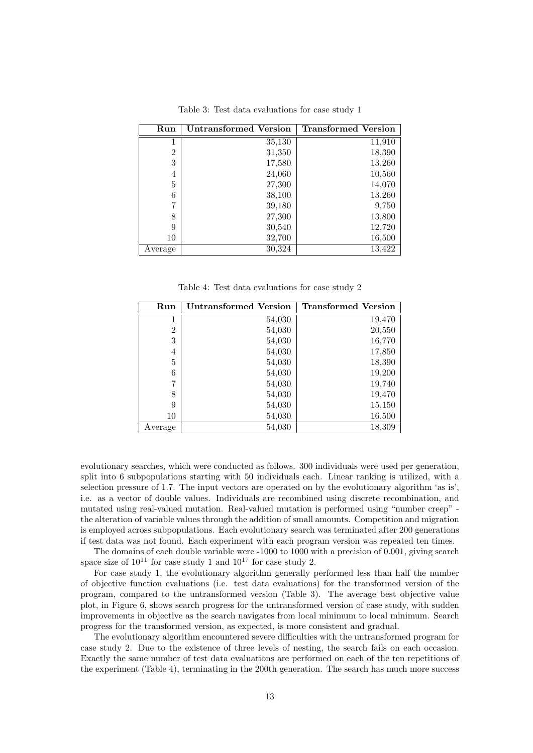Table 3: Test data evaluations for case study 1

| **Run** | **Untransformed Version** | **Transformed Version** |
|---|---|---|
| 1 | 35,130 | 11,910 |
| 2 | 31,350 | 18,390 |
| 3 | 17,580 | 13,260 |
| 4 | 24,060 | 10,560 |
| 5 | 27,300 | 14,070 |
| 6 | 38,100 | 13,260 |
| 7 | 39,180 | 9,750 |
| 8 | 27,300 | 13,800 |
| 9 | 30,540 | 12,720 |
| 10 | 32,700 | 16,500 |
| Average | 30,324 | 13,422 |

Table 4: Test data evaluations for case study 2

| **Run** | **Untransformed Version** | **Transformed Version** |
|---|---|---|
| 1 | 54,030 | 19,470 |
| 2 | 54,030 | 20,550 |
| 3 | 54,030 | 16,770 |
| 4 | 54,030 | 17,850 |
| 5 | 54,030 | 18,390 |
| 6 | 54,030 | 19,200 |
| 7 | 54,030 | 19,740 |
| 8 | 54,030 | 19,470 |
| 9 | 54,030 | 15,150 |
| 10 | 54,030 | 16,500 |
| Average | 54,030 | 18,309 |

evolutionary searches, which were conducted as follows. 300 individuals were used per generation, split into 6 subpopulations starting with 50 individuals each. Linear ranking is utilized, with a selection pressure of 1.7. The input vectors are operated on by the evolutionary algorithm 'as is', i.e. as a vector of double values. Individuals are recombined using discrete recombination, and mutated using real-valued mutation. Real-valued mutation is performed using "number creep" - the alteration of variable values through the addition of small amounts. Competition and migration is employed across subpopulations. Each evolutionary search was terminated after 200 generations if test data was not found. Each experiment with each program version was repeated ten times.

The domains of each double variable were -1000 to 1000 with a precision of 0.001, giving search space size of $10^{11}$ for case study 1 and $10^{17}$ for case study 2.

For case study 1, the evolutionary algorithm generally performed less than half the number of objective function evaluations (i.e. test data evaluations) for the transformed version of the program, compared to the untransformed version (Table 3). The average best objective value plot, in Figure 6, shows search progress for the untransformed version of case study, with sudden improvements in objective as the search navigates from local minimum to local minimum. Search progress for the transformed version, as expected, is more consistent and gradual.

The evolutionary algorithm encountered severe difficulties with the untransformed program for case study 2. Due to the existence of three levels of nesting, the search fails on each occasion. Exactly the same number of test data evaluations are performed on each of the ten repetitions of the experiment (Table 4), terminating in the 200th generation. The search has much more success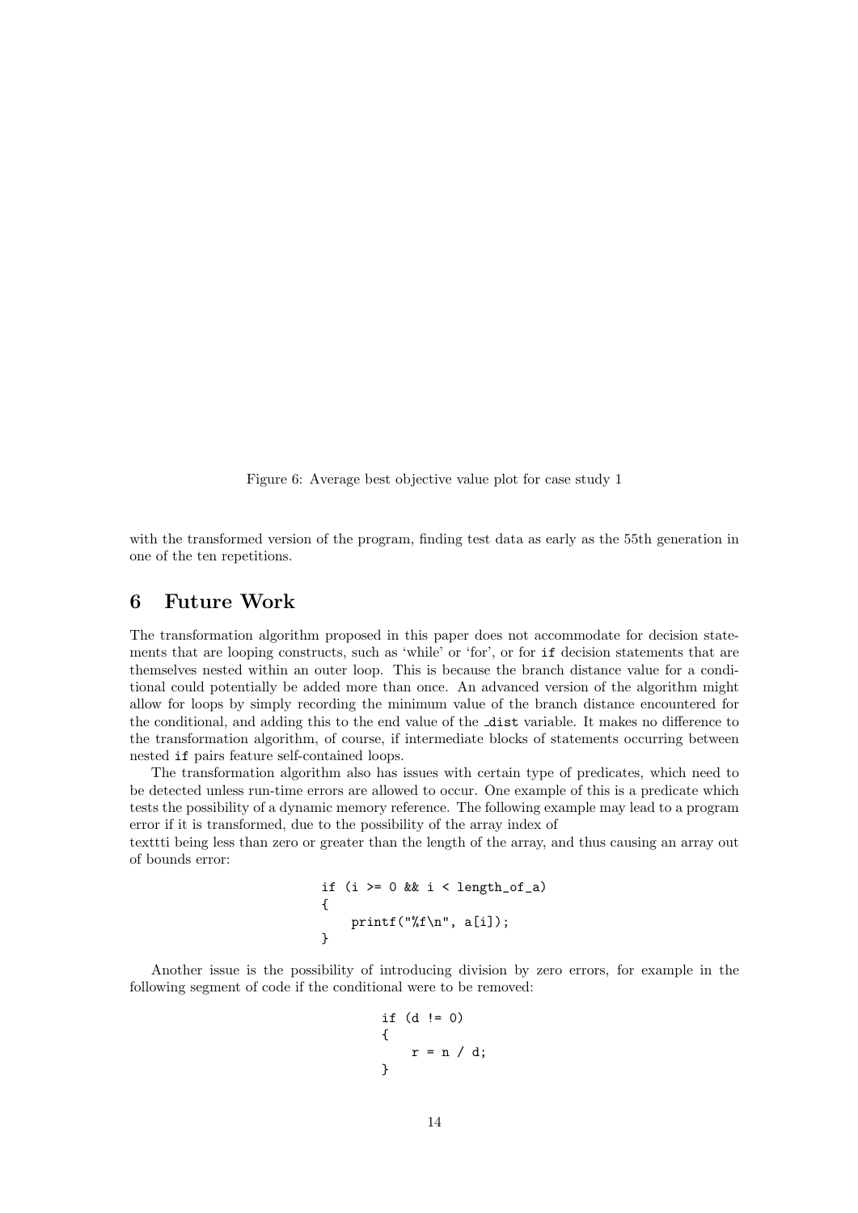Figure 6: Average best objective value plot for case study 1

with the transformed version of the program, finding test data as early as the 55th generation in one of the ten repetitions.

## 6 Future Work

The transformation algorithm proposed in this paper does not accommodate for decision statements that are looping constructs, such as 'while' or 'for', or for `if` decision statements that are themselves nested within an outer loop. This is because the branch distance value for a conditional could potentially be added more than once. An advanced version of the algorithm might allow for loops by simply recording the minimum value of the branch distance encountered for the conditional, and adding this to the end value of the `_dist` variable. It makes no difference to the transformation algorithm, of course, if intermediate blocks of statements occurring between nested `if` pairs feature self-contained loops.

The transformation algorithm also has issues with certain type of predicates, which need to be detected unless run-time errors are allowed to occur. One example of this is a predicate which tests the possibility of a dynamic memory reference. The following example may lead to a program error if it is transformed, due to the possibility of the array index of
texttti being less than zero or greater than the length of the array, and thus causing an array out of bounds error:

```
if (i >= 0 && i < length_of_a)
{
    printf("%f\n", a[i]);
}
```

Another issue is the possibility of introducing division by zero errors, for example in the following segment of code if the conditional were to be removed:

```
if (d != 0)
{
    r = n / d;
}
```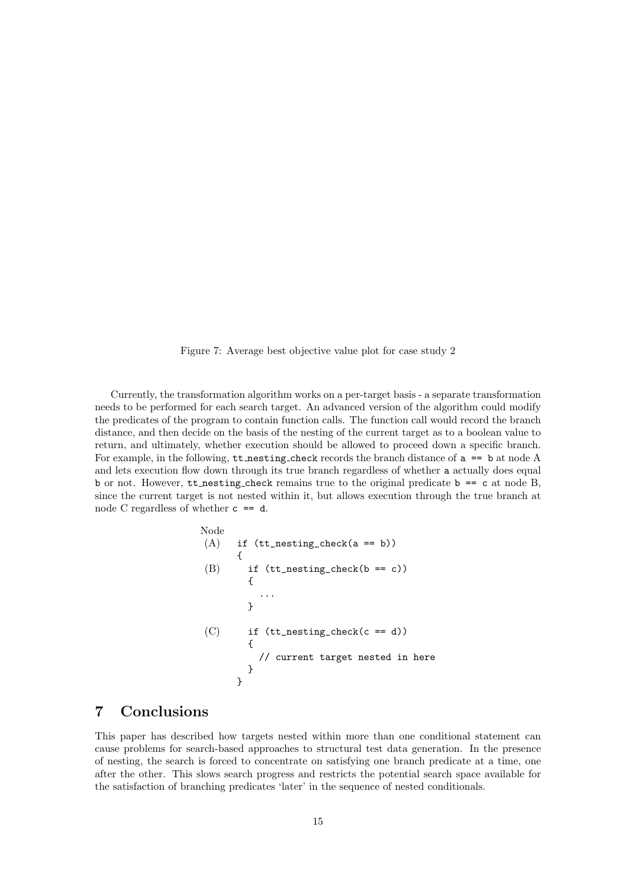Figure 7: Average best objective value plot for case study 2

Currently, the transformation algorithm works on a per-target basis - a separate transformation needs to be performed for each search target. An advanced version of the algorithm could modify the predicates of the program to contain function calls. The function call would record the branch distance, and then decide on the basis of the nesting of the current target as to a boolean value to return, and ultimately, whether execution should be allowed to proceed down a specific branch. For example, in the following, `tt_nesting_check` records the branch distance of `a == b` at node A and lets execution flow down through its true branch regardless of whether `a` actually does equal `b` or not. However, `tt_nesting_check` remains true to the original predicate `b == c` at node B, since the current target is not nested within it, but allows execution through the true branch at node C regardless of whether `c == d`.

```
Node
 (A)    if (tt_nesting_check(a == b))
        {
 (B)      if (tt_nesting_check(b == c))
          {
            ...
          }

 (C)      if (tt_nesting_check(c == d))
          {
            // current target nested in here
          }
        }
```

## 7 Conclusions

This paper has described how targets nested within more than one conditional statement can cause problems for search-based approaches to structural test data generation. In the presence of nesting, the search is forced to concentrate on satisfying one branch predicate at a time, one after the other. This slows search progress and restricts the potential search space available for the satisfaction of branching predicates 'later' in the sequence of nested conditionals.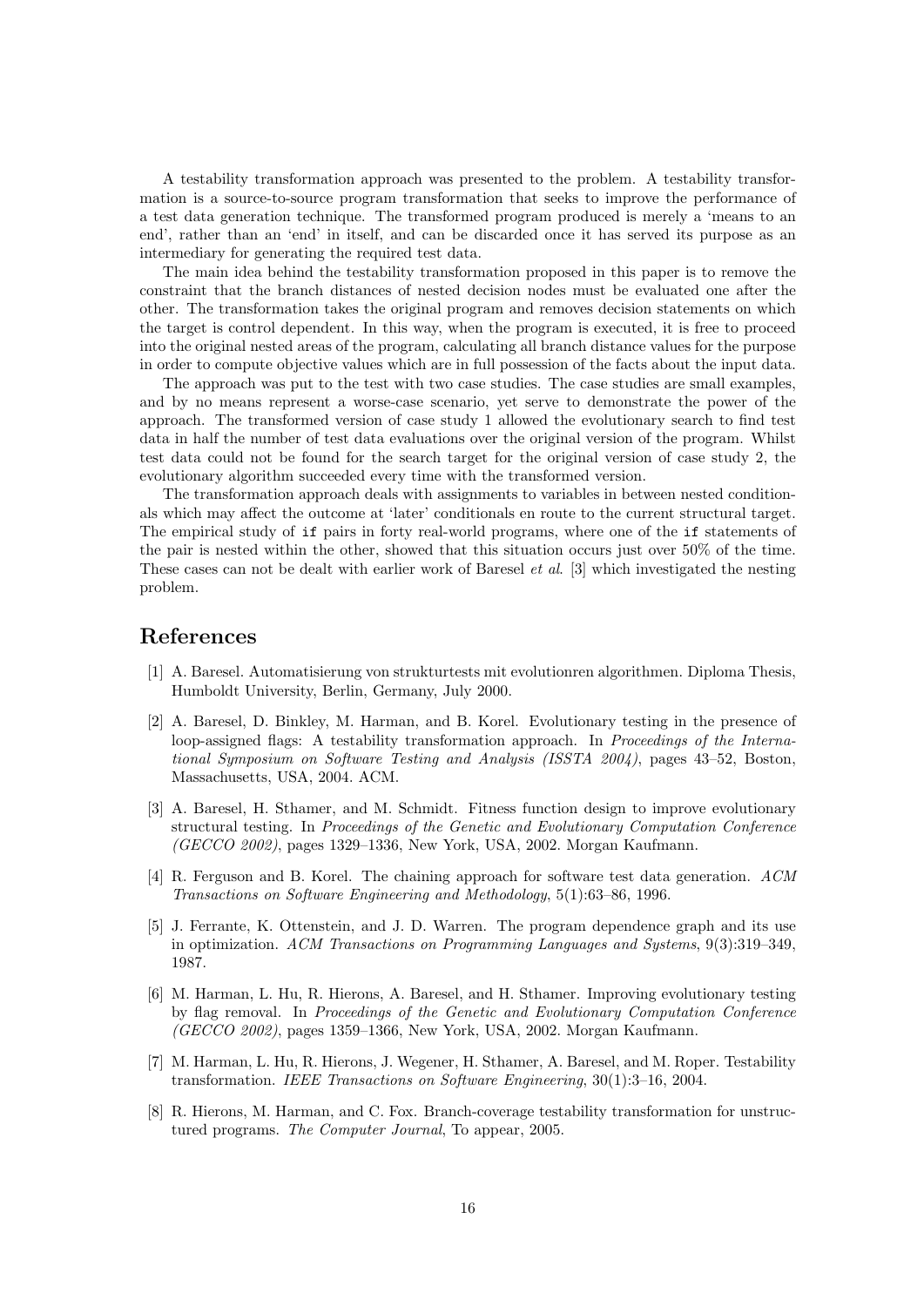A testability transformation approach was presented to the problem. A testability transformation is a source-to-source program transformation that seeks to improve the performance of a test data generation technique. The transformed program produced is merely a 'means to an end', rather than an 'end' in itself, and can be discarded once it has served its purpose as an intermediary for generating the required test data.

The main idea behind the testability transformation proposed in this paper is to remove the constraint that the branch distances of nested decision nodes must be evaluated one after the other. The transformation takes the original program and removes decision statements on which the target is control dependent. In this way, when the program is executed, it is free to proceed into the original nested areas of the program, calculating all branch distance values for the purpose in order to compute objective values which are in full possession of the facts about the input data.

The approach was put to the test with two case studies. The case studies are small examples, and by no means represent a worse-case scenario, yet serve to demonstrate the power of the approach. The transformed version of case study 1 allowed the evolutionary search to find test data in half the number of test data evaluations over the original version of the program. Whilst test data could not be found for the search target for the original version of case study 2, the evolutionary algorithm succeeded every time with the transformed version.

The transformation approach deals with assignments to variables in between nested conditionals which may affect the outcome at 'later' conditionals en route to the current structural target. The empirical study of `if` pairs in forty real-world programs, where one of the `if` statements of the pair is nested within the other, showed that this situation occurs just over 50% of the time. These cases can not be dealt with earlier work of Baresel *et al*. [3] which investigated the nesting problem.

# References

[1] A. Baresel. Automatisierung von strukturtests mit evolutionren algorithmen. Diploma Thesis, Humboldt University, Berlin, Germany, July 2000.

[2] A. Baresel, D. Binkley, M. Harman, and B. Korel. Evolutionary testing in the presence of loop-assigned flags: A testability transformation approach. In *Proceedings of the International Symposium on Software Testing and Analysis (ISSTA 2004)*, pages 43–52, Boston, Massachusetts, USA, 2004. ACM.

[3] A. Baresel, H. Sthamer, and M. Schmidt. Fitness function design to improve evolutionary structural testing. In *Proceedings of the Genetic and Evolutionary Computation Conference (GECCO 2002)*, pages 1329–1336, New York, USA, 2002. Morgan Kaufmann.

[4] R. Ferguson and B. Korel. The chaining approach for software test data generation. *ACM Transactions on Software Engineering and Methodology*, 5(1):63–86, 1996.

[5] J. Ferrante, K. Ottenstein, and J. D. Warren. The program dependence graph and its use in optimization. *ACM Transactions on Programming Languages and Systems*, 9(3):319–349, 1987.

[6] M. Harman, L. Hu, R. Hierons, A. Baresel, and H. Sthamer. Improving evolutionary testing by flag removal. In *Proceedings of the Genetic and Evolutionary Computation Conference (GECCO 2002)*, pages 1359–1366, New York, USA, 2002. Morgan Kaufmann.

[7] M. Harman, L. Hu, R. Hierons, J. Wegener, H. Sthamer, A. Baresel, and M. Roper. Testability transformation. *IEEE Transactions on Software Engineering*, 30(1):3–16, 2004.

[8] R. Hierons, M. Harman, and C. Fox. Branch-coverage testability transformation for unstructured programs. *The Computer Journal*, To appear, 2005.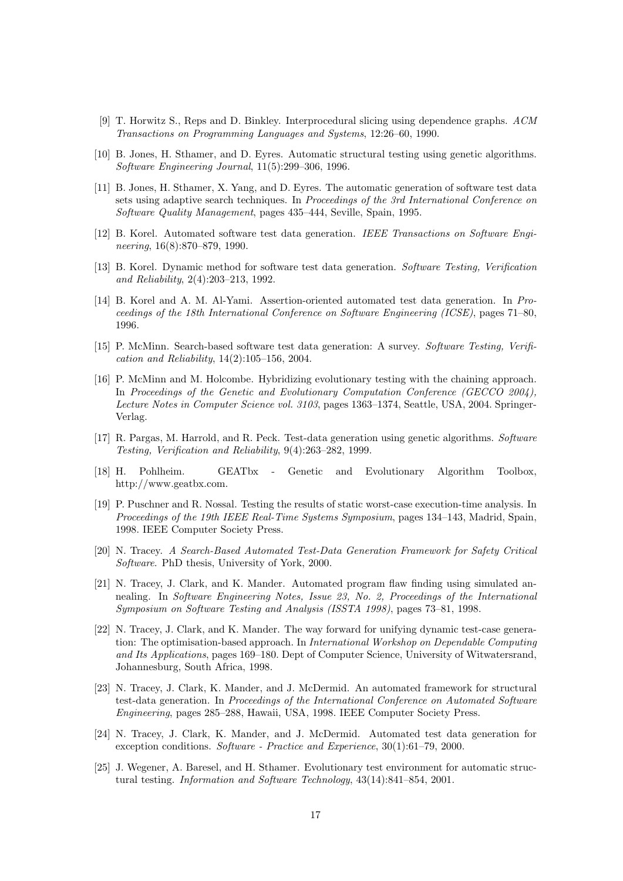[9] T. Horwitz S., Reps and D. Binkley. Interprocedural slicing using dependence graphs. *ACM Transactions on Programming Languages and Systems*, 12:26–60, 1990.

[10] B. Jones, H. Sthamer, and D. Eyres. Automatic structural testing using genetic algorithms. *Software Engineering Journal*, 11(5):299–306, 1996.

[11] B. Jones, H. Sthamer, X. Yang, and D. Eyres. The automatic generation of software test data sets using adaptive search techniques. In *Proceedings of the 3rd International Conference on Software Quality Management*, pages 435–444, Seville, Spain, 1995.

[12] B. Korel. Automated software test data generation. *IEEE Transactions on Software Engineering*, 16(8):870–879, 1990.

[13] B. Korel. Dynamic method for software test data generation. *Software Testing, Verification and Reliability*, 2(4):203–213, 1992.

[14] B. Korel and A. M. Al-Yami. Assertion-oriented automated test data generation. In *Proceedings of the 18th International Conference on Software Engineering (ICSE)*, pages 71–80, 1996.

[15] P. McMinn. Search-based software test data generation: A survey. *Software Testing, Verification and Reliability*, 14(2):105–156, 2004.

[16] P. McMinn and M. Holcombe. Hybridizing evolutionary testing with the chaining approach. In *Proceedings of the Genetic and Evolutionary Computation Conference (GECCO 2004), Lecture Notes in Computer Science vol. 3103*, pages 1363–1374, Seattle, USA, 2004. Springer-Verlag.

[17] R. Pargas, M. Harrold, and R. Peck. Test-data generation using genetic algorithms. *Software Testing, Verification and Reliability*, 9(4):263–282, 1999.

[18] H. Pohlheim. GEATbx - Genetic and Evolutionary Algorithm Toolbox, http://www.geatbx.com.

[19] P. Puschner and R. Nossal. Testing the results of static worst-case execution-time analysis. In *Proceedings of the 19th IEEE Real-Time Systems Symposium*, pages 134–143, Madrid, Spain, 1998. IEEE Computer Society Press.

[20] N. Tracey. *A Search-Based Automated Test-Data Generation Framework for Safety Critical Software*. PhD thesis, University of York, 2000.

[21] N. Tracey, J. Clark, and K. Mander. Automated program flaw finding using simulated annealing. In *Software Engineering Notes, Issue 23, No. 2, Proceedings of the International Symposium on Software Testing and Analysis (ISSTA 1998)*, pages 73–81, 1998.

[22] N. Tracey, J. Clark, and K. Mander. The way forward for unifying dynamic test-case generation: The optimisation-based approach. In *International Workshop on Dependable Computing and Its Applications*, pages 169–180. Dept of Computer Science, University of Witwatersrand, Johannesburg, South Africa, 1998.

[23] N. Tracey, J. Clark, K. Mander, and J. McDermid. An automated framework for structural test-data generation. In *Proceedings of the International Conference on Automated Software Engineering*, pages 285–288, Hawaii, USA, 1998. IEEE Computer Society Press.

[24] N. Tracey, J. Clark, K. Mander, and J. McDermid. Automated test data generation for exception conditions. *Software - Practice and Experience*, 30(1):61–79, 2000.

[25] J. Wegener, A. Baresel, and H. Sthamer. Evolutionary test environment for automatic structural testing. *Information and Software Technology*, 43(14):841–854, 2001.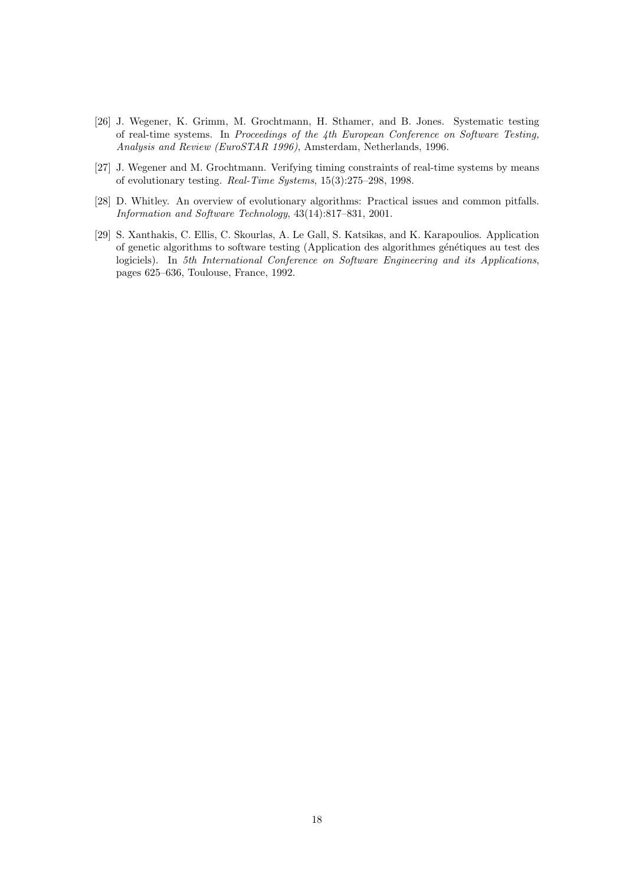[26] J. Wegener, K. Grimm, M. Grochtmann, H. Sthamer, and B. Jones. Systematic testing of real-time systems. In *Proceedings of the 4th European Conference on Software Testing, Analysis and Review (EuroSTAR 1996)*, Amsterdam, Netherlands, 1996.

[27] J. Wegener and M. Grochtmann. Verifying timing constraints of real-time systems by means of evolutionary testing. *Real-Time Systems*, 15(3):275–298, 1998.

[28] D. Whitley. An overview of evolutionary algorithms: Practical issues and common pitfalls. *Information and Software Technology*, 43(14):817–831, 2001.

[29] S. Xanthakis, C. Ellis, C. Skourlas, A. Le Gall, S. Katsikas, and K. Karapoulios. Application of genetic algorithms to software testing (Application des algorithmes génétiques au test des logiciels). In *5th International Conference on Software Engineering and its Applications*, pages 625–636, Toulouse, France, 1992.